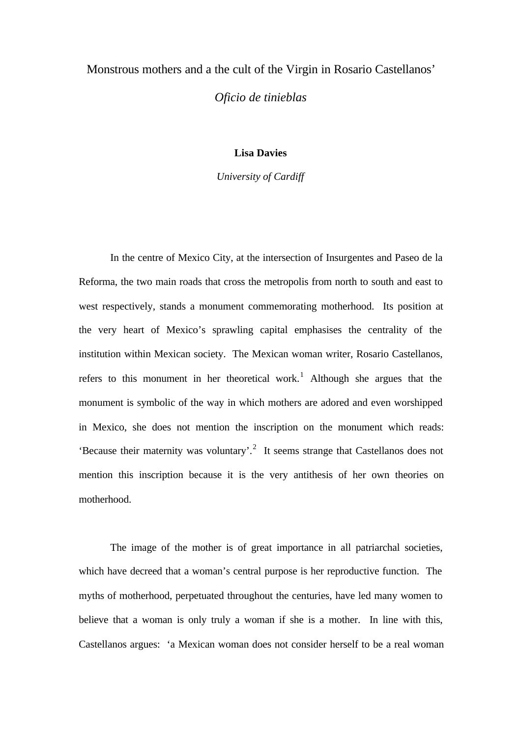# Monstrous mothers and a the cult of the Virgin in Rosario Castellanos' *Oficio de tinieblas*

**Lisa Davies**

*University of Cardiff*

In the centre of Mexico City, at the intersection of Insurgentes and Paseo de la Reforma, the two main roads that cross the metropolis from north to south and east to west respectively, stands a monument commemorating motherhood. Its position at the very heart of Mexico's sprawling capital emphasises the centrality of the institution within Mexican society. The Mexican woman writer, Rosario Castellanos, refers to this monument in her theoretical work.[1] Although she argues that the monument is symbolic of the way in which mothers are adored and even worshipped in Mexico, she does not mention the inscription on the monument which reads: 'Because their maternity was voluntary'.[2] It seems strange that Castellanos does not mention this inscription because it is the very antithesis of her own theories on motherhood.

The image of the mother is of great importance in all patriarchal societies, which have decreed that a woman's central purpose is her reproductive function. The myths of motherhood, perpetuated throughout the centuries, have led many women to believe that a woman is only truly a woman if she is a mother. In line with this, Castellanos argues: 'a Mexican woman does not consider herself to be a real woman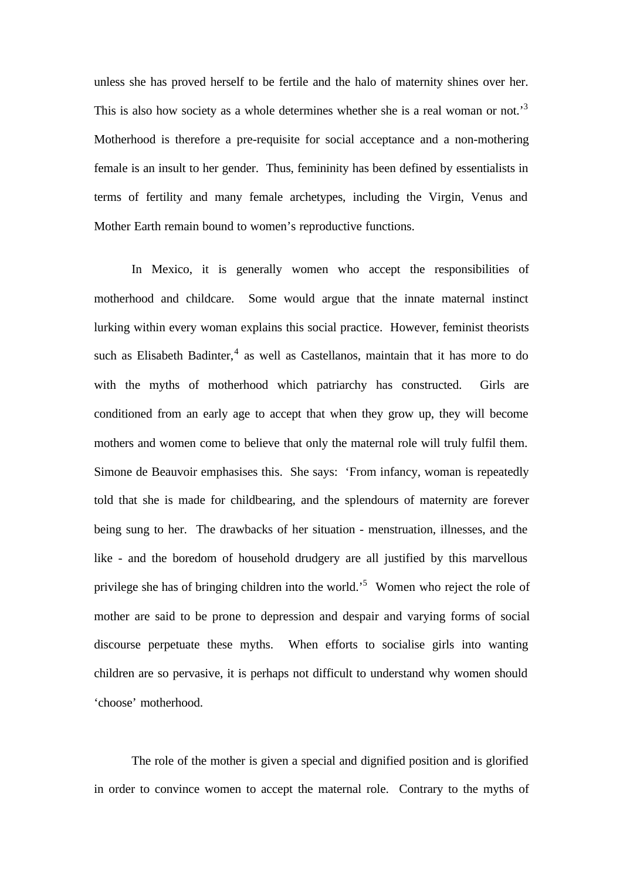unless she has proved herself to be fertile and the halo of maternity shines over her. This is also how society as a whole determines whether she is a real woman or not.'[3] Motherhood is therefore a pre-requisite for social acceptance and a non-mothering female is an insult to her gender. Thus, femininity has been defined by essentialists in terms of fertility and many female archetypes, including the Virgin, Venus and Mother Earth remain bound to women's reproductive functions.

In Mexico, it is generally women who accept the responsibilities of motherhood and childcare. Some would argue that the innate maternal instinct lurking within every woman explains this social practice. However, feminist theorists such as Elisabeth Badinter,[4] as well as Castellanos, maintain that it has more to do with the myths of motherhood which patriarchy has constructed. Girls are conditioned from an early age to accept that when they grow up, they will become mothers and women come to believe that only the maternal role will truly fulfil them. Simone de Beauvoir emphasises this. She says: 'From infancy, woman is repeatedly told that she is made for childbearing, and the splendours of maternity are forever being sung to her. The drawbacks of her situation - menstruation, illnesses, and the like - and the boredom of household drudgery are all justified by this marvellous privilege she has of bringing children into the world.'[5] Women who reject the role of mother are said to be prone to depression and despair and varying forms of social discourse perpetuate these myths. When efforts to socialise girls into wanting children are so pervasive, it is perhaps not difficult to understand why women should 'choose' motherhood.

The role of the mother is given a special and dignified position and is glorified in order to convince women to accept the maternal role. Contrary to the myths of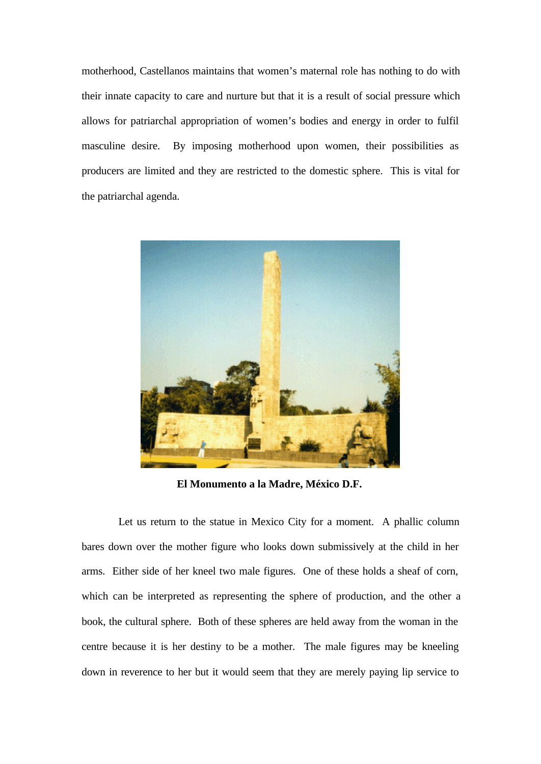motherhood, Castellanos maintains that women's maternal role has nothing to do with their innate capacity to care and nurture but that it is a result of social pressure which allows for patriarchal appropriation of women's bodies and energy in order to fulfil masculine desire. By imposing motherhood upon women, their possibilities as producers are limited and they are restricted to the domestic sphere. This is vital for the patriarchal agenda.

**El Monumento a la Madre, México D.F.**

Let us return to the statue in Mexico City for a moment. A phallic column bares down over the mother figure who looks down submissively at the child in her arms. Either side of her kneel two male figures. One of these holds a sheaf of corn, which can be interpreted as representing the sphere of production, and the other a book, the cultural sphere. Both of these spheres are held away from the woman in the centre because it is her destiny to be a mother. The male figures may be kneeling down in reverence to her but it would seem that they are merely paying lip service to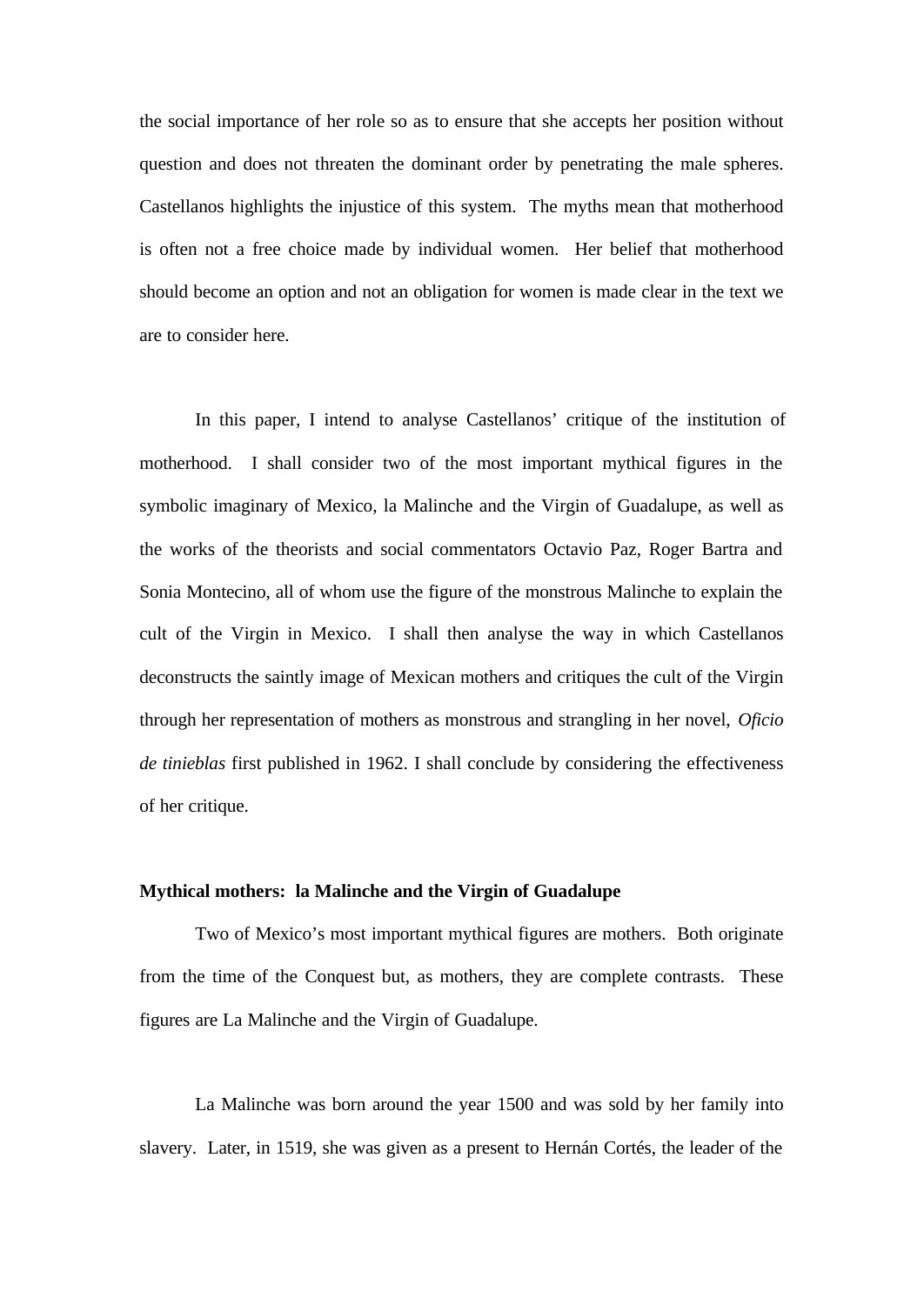the social importance of her role so as to ensure that she accepts her position without question and does not threaten the dominant order by penetrating the male spheres. Castellanos highlights the injustice of this system. The myths mean that motherhood is often not a free choice made by individual women. Her belief that motherhood should become an option and not an obligation for women is made clear in the text we are to consider here.

In this paper, I intend to analyse Castellanos' critique of the institution of motherhood. I shall consider two of the most important mythical figures in the symbolic imaginary of Mexico, la Malinche and the Virgin of Guadalupe, as well as the works of the theorists and social commentators Octavio Paz, Roger Bartra and Sonia Montecino, all of whom use the figure of the monstrous Malinche to explain the cult of the Virgin in Mexico. I shall then analyse the way in which Castellanos deconstructs the saintly image of Mexican mothers and critiques the cult of the Virgin through her representation of mothers as monstrous and strangling in her novel, *Oficio de tinieblas* first published in 1962. I shall conclude by considering the effectiveness of her critique.

**Mythical mothers: la Malinche and the Virgin of Guadalupe**

Two of Mexico's most important mythical figures are mothers. Both originate from the time of the Conquest but, as mothers, they are complete contrasts. These figures are La Malinche and the Virgin of Guadalupe.

La Malinche was born around the year 1500 and was sold by her family into slavery. Later, in 1519, she was given as a present to Hernán Cortés, the leader of the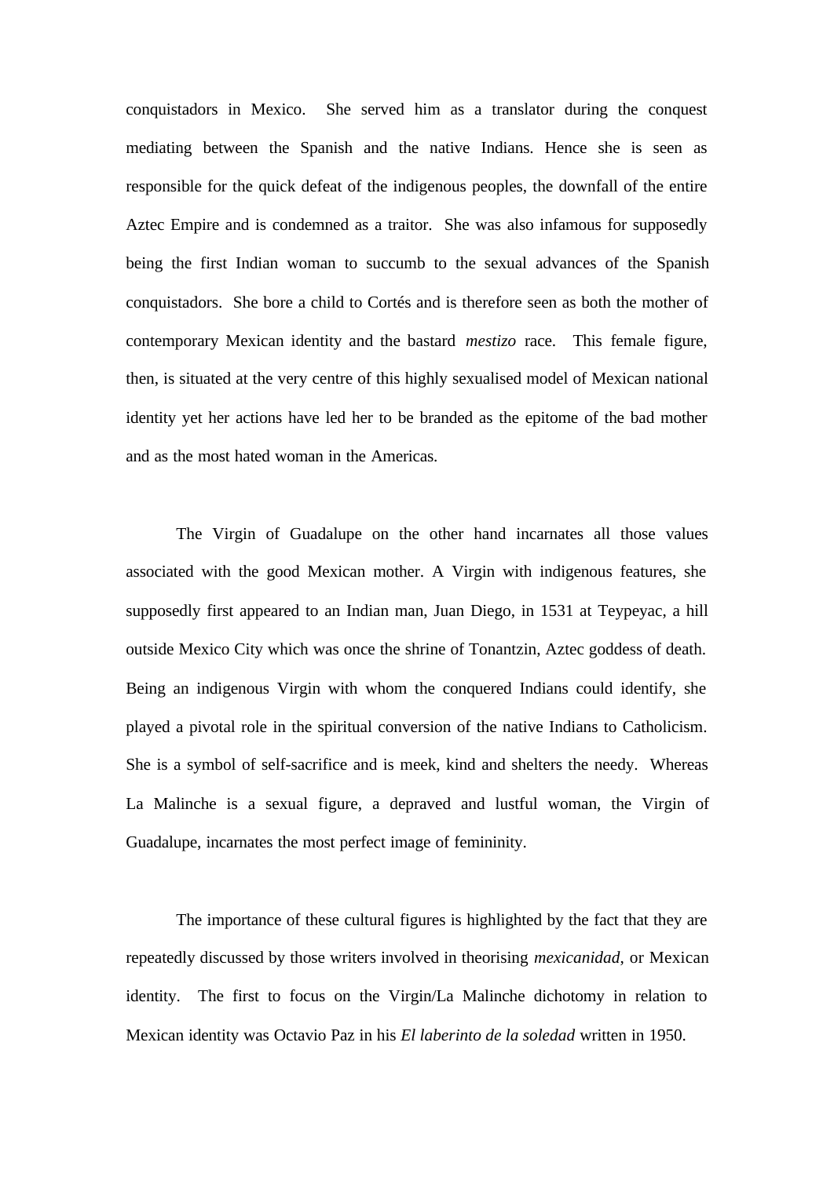conquistadors in Mexico. She served him as a translator during the conquest mediating between the Spanish and the native Indians. Hence she is seen as responsible for the quick defeat of the indigenous peoples, the downfall of the entire Aztec Empire and is condemned as a traitor. She was also infamous for supposedly being the first Indian woman to succumb to the sexual advances of the Spanish conquistadors. She bore a child to Cortés and is therefore seen as both the mother of contemporary Mexican identity and the bastard *mestizo* race. This female figure, then, is situated at the very centre of this highly sexualised model of Mexican national identity yet her actions have led her to be branded as the epitome of the bad mother and as the most hated woman in the Americas.

The Virgin of Guadalupe on the other hand incarnates all those values associated with the good Mexican mother. A Virgin with indigenous features, she supposedly first appeared to an Indian man, Juan Diego, in 1531 at Teypeyac, a hill outside Mexico City which was once the shrine of Tonantzin, Aztec goddess of death. Being an indigenous Virgin with whom the conquered Indians could identify, she played a pivotal role in the spiritual conversion of the native Indians to Catholicism. She is a symbol of self-sacrifice and is meek, kind and shelters the needy. Whereas La Malinche is a sexual figure, a depraved and lustful woman, the Virgin of Guadalupe, incarnates the most perfect image of femininity.

The importance of these cultural figures is highlighted by the fact that they are repeatedly discussed by those writers involved in theorising *mexicanidad*, or Mexican identity. The first to focus on the Virgin/La Malinche dichotomy in relation to Mexican identity was Octavio Paz in his *El laberinto de la soledad* written in 1950.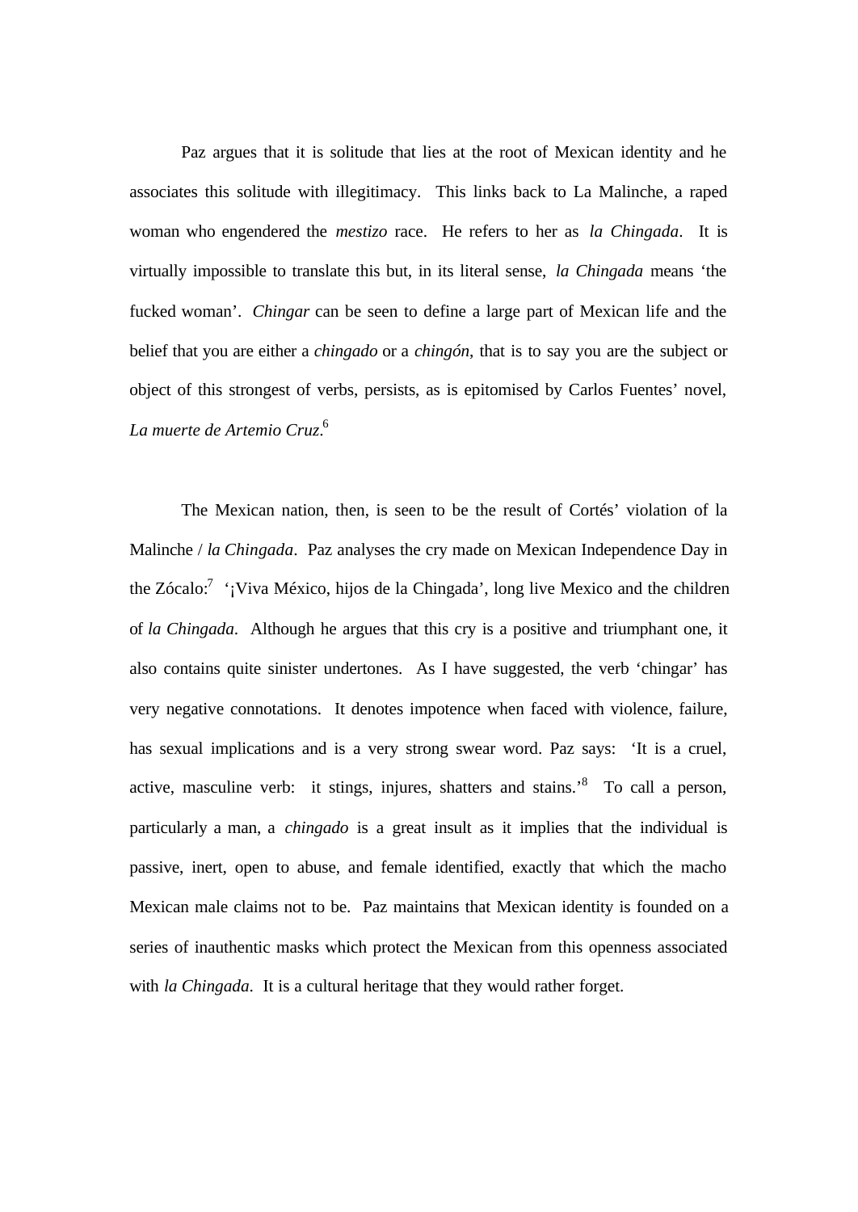Paz argues that it is solitude that lies at the root of Mexican identity and he associates this solitude with illegitimacy. This links back to La Malinche, a raped woman who engendered the *mestizo* race. He refers to her as *la Chingada*. It is virtually impossible to translate this but, in its literal sense, *la Chingada* means 'the fucked woman'. *Chingar* can be seen to define a large part of Mexican life and the belief that you are either a *chingado* or a *chingón*, that is to say you are the subject or object of this strongest of verbs, persists, as is epitomised by Carlos Fuentes' novel, *La muerte de Artemio Cruz*.[6]

The Mexican nation, then, is seen to be the result of Cortés' violation of la Malinche / *la Chingada*. Paz analyses the cry made on Mexican Independence Day in the Zócalo:[7] '¡Viva México, hijos de la Chingada', long live Mexico and the children of *la Chingada*. Although he argues that this cry is a positive and triumphant one, it also contains quite sinister undertones. As I have suggested, the verb 'chingar' has very negative connotations. It denotes impotence when faced with violence, failure, has sexual implications and is a very strong swear word. Paz says: 'It is a cruel, active, masculine verb: it stings, injures, shatters and stains.'[8] To call a person, particularly a man, a *chingado* is a great insult as it implies that the individual is passive, inert, open to abuse, and female identified, exactly that which the macho Mexican male claims not to be. Paz maintains that Mexican identity is founded on a series of inauthentic masks which protect the Mexican from this openness associated with *la Chingada*. It is a cultural heritage that they would rather forget.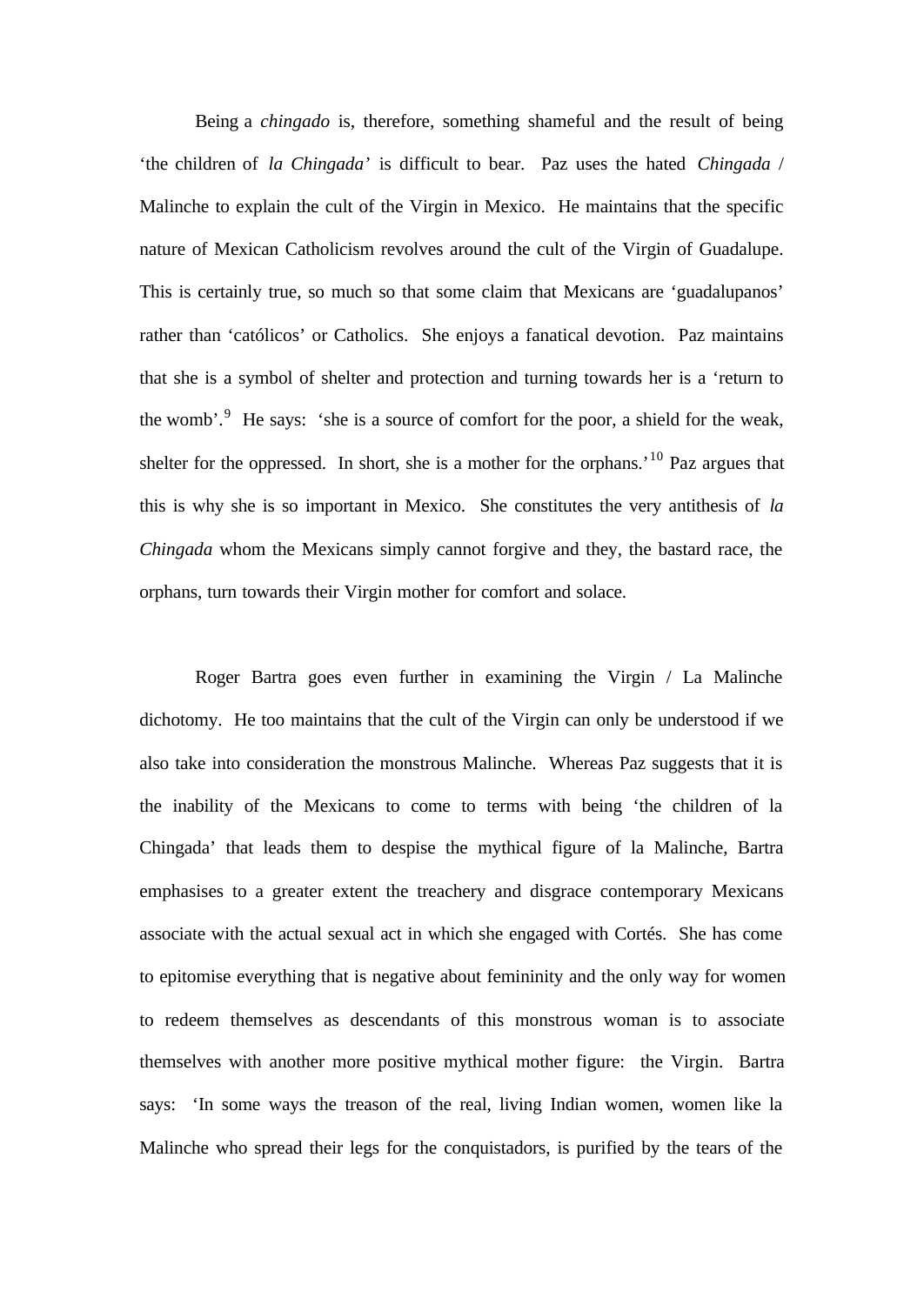Being a *chingado* is, therefore, something shameful and the result of being 'the children of *la Chingada*' is difficult to bear. Paz uses the hated *Chingada* / Malinche to explain the cult of the Virgin in Mexico. He maintains that the specific nature of Mexican Catholicism revolves around the cult of the Virgin of Guadalupe. This is certainly true, so much so that some claim that Mexicans are 'guadalupanos' rather than 'católicos' or Catholics. She enjoys a fanatical devotion. Paz maintains that she is a symbol of shelter and protection and turning towards her is a 'return to the womb'.[9] He says: 'she is a source of comfort for the poor, a shield for the weak, shelter for the oppressed. In short, she is a mother for the orphans.'[10] Paz argues that this is why she is so important in Mexico. She constitutes the very antithesis of *la Chingada* whom the Mexicans simply cannot forgive and they, the bastard race, the orphans, turn towards their Virgin mother for comfort and solace.

Roger Bartra goes even further in examining the Virgin / La Malinche dichotomy. He too maintains that the cult of the Virgin can only be understood if we also take into consideration the monstrous Malinche. Whereas Paz suggests that it is the inability of the Mexicans to come to terms with being 'the children of la Chingada' that leads them to despise the mythical figure of la Malinche, Bartra emphasises to a greater extent the treachery and disgrace contemporary Mexicans associate with the actual sexual act in which she engaged with Cortés. She has come to epitomise everything that is negative about femininity and the only way for women to redeem themselves as descendants of this monstrous woman is to associate themselves with another more positive mythical mother figure: the Virgin. Bartra says: 'In some ways the treason of the real, living Indian women, women like la Malinche who spread their legs for the conquistadors, is purified by the tears of the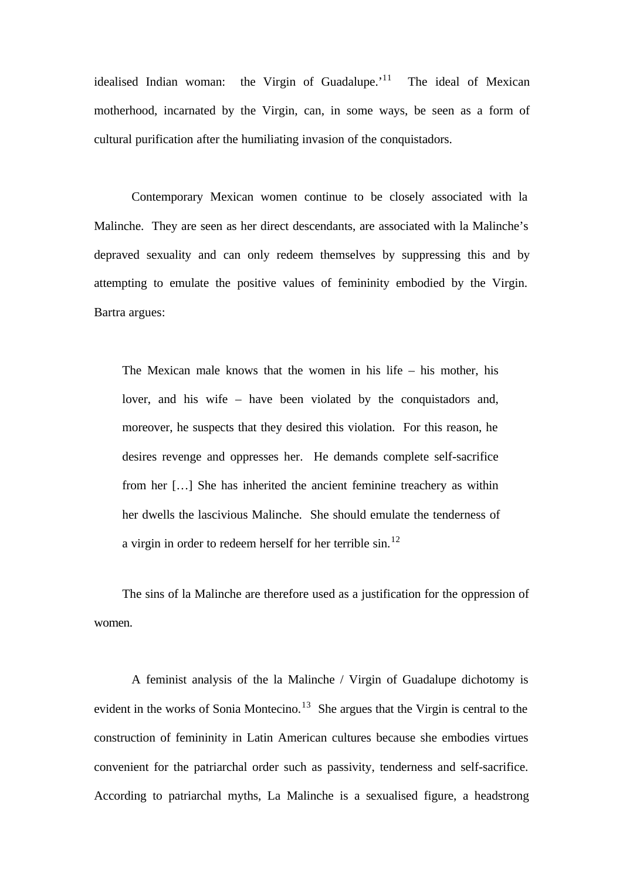idealised Indian woman: the Virgin of Guadalupe.'[11] The ideal of Mexican motherhood, incarnated by the Virgin, can, in some ways, be seen as a form of cultural purification after the humiliating invasion of the conquistadors.

Contemporary Mexican women continue to be closely associated with la Malinche. They are seen as her direct descendants, are associated with la Malinche's depraved sexuality and can only redeem themselves by suppressing this and by attempting to emulate the positive values of femininity embodied by the Virgin. Bartra argues:

> The Mexican male knows that the women in his life – his mother, his lover, and his wife – have been violated by the conquistadors and, moreover, he suspects that they desired this violation. For this reason, he desires revenge and oppresses her. He demands complete self-sacrifice from her […] She has inherited the ancient feminine treachery as within her dwells the lascivious Malinche. She should emulate the tenderness of a virgin in order to redeem herself for her terrible sin.[12]

The sins of la Malinche are therefore used as a justification for the oppression of women.

A feminist analysis of the la Malinche / Virgin of Guadalupe dichotomy is evident in the works of Sonia Montecino.[13] She argues that the Virgin is central to the construction of femininity in Latin American cultures because she embodies virtues convenient for the patriarchal order such as passivity, tenderness and self-sacrifice. According to patriarchal myths, La Malinche is a sexualised figure, a headstrong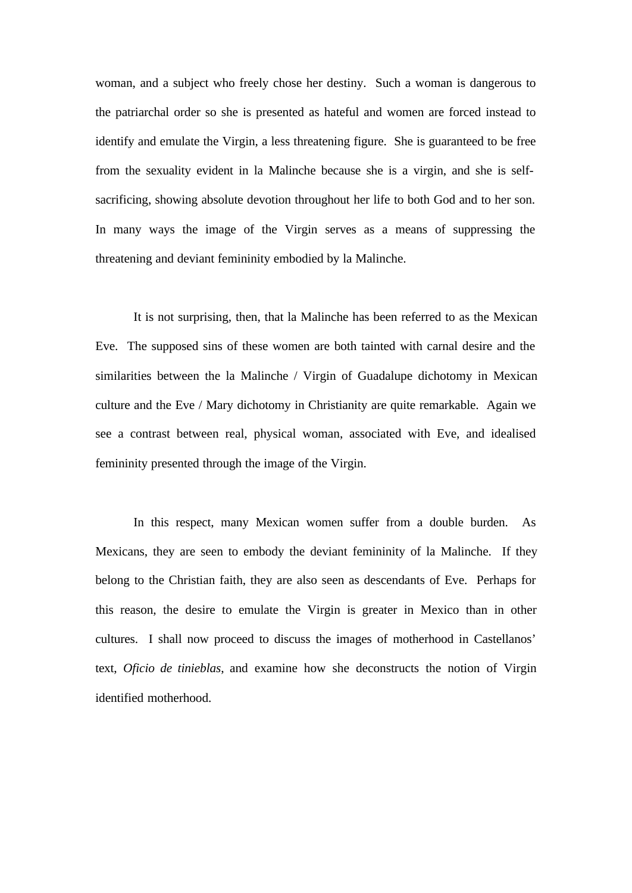woman, and a subject who freely chose her destiny. Such a woman is dangerous to the patriarchal order so she is presented as hateful and women are forced instead to identify and emulate the Virgin, a less threatening figure. She is guaranteed to be free from the sexuality evident in la Malinche because she is a virgin, and she is self-sacrificing, showing absolute devotion throughout her life to both God and to her son. In many ways the image of the Virgin serves as a means of suppressing the threatening and deviant femininity embodied by la Malinche.

It is not surprising, then, that la Malinche has been referred to as the Mexican Eve. The supposed sins of these women are both tainted with carnal desire and the similarities between the la Malinche / Virgin of Guadalupe dichotomy in Mexican culture and the Eve / Mary dichotomy in Christianity are quite remarkable. Again we see a contrast between real, physical woman, associated with Eve, and idealised femininity presented through the image of the Virgin.

In this respect, many Mexican women suffer from a double burden. As Mexicans, they are seen to embody the deviant femininity of la Malinche. If they belong to the Christian faith, they are also seen as descendants of Eve. Perhaps for this reason, the desire to emulate the Virgin is greater in Mexico than in other cultures. I shall now proceed to discuss the images of motherhood in Castellanos' text, *Oficio de tinieblas*, and examine how she deconstructs the notion of Virgin identified motherhood.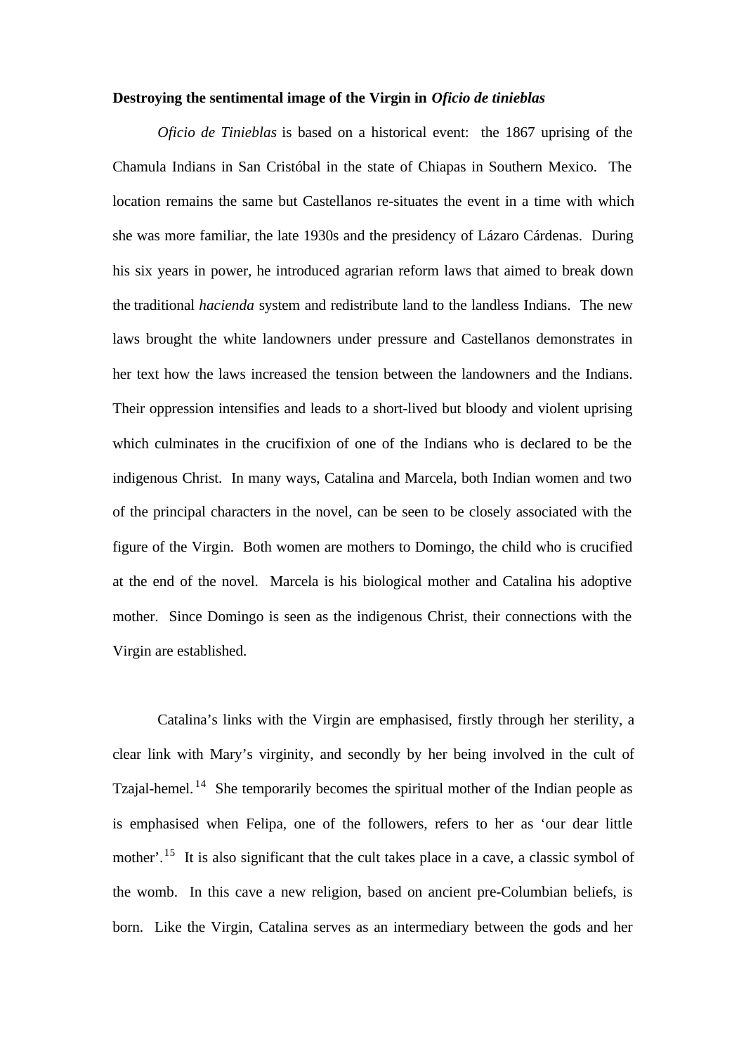**Destroying the sentimental image of the Virgin in *Oficio de tinieblas***

*Oficio de Tinieblas* is based on a historical event: the 1867 uprising of the Chamula Indians in San Cristóbal in the state of Chiapas in Southern Mexico. The location remains the same but Castellanos re-situates the event in a time with which she was more familiar, the late 1930s and the presidency of Lázaro Cárdenas. During his six years in power, he introduced agrarian reform laws that aimed to break down the traditional *hacienda* system and redistribute land to the landless Indians. The new laws brought the white landowners under pressure and Castellanos demonstrates in her text how the laws increased the tension between the landowners and the Indians. Their oppression intensifies and leads to a short-lived but bloody and violent uprising which culminates in the crucifixion of one of the Indians who is declared to be the indigenous Christ. In many ways, Catalina and Marcela, both Indian women and two of the principal characters in the novel, can be seen to be closely associated with the figure of the Virgin. Both women are mothers to Domingo, the child who is crucified at the end of the novel. Marcela is his biological mother and Catalina his adoptive mother. Since Domingo is seen as the indigenous Christ, their connections with the Virgin are established.

Catalina's links with the Virgin are emphasised, firstly through her sterility, a clear link with Mary's virginity, and secondly by her being involved in the cult of Tzajal-hemel.[14] She temporarily becomes the spiritual mother of the Indian people as is emphasised when Felipa, one of the followers, refers to her as 'our dear little mother'.[15] It is also significant that the cult takes place in a cave, a classic symbol of the womb. In this cave a new religion, based on ancient pre-Columbian beliefs, is born. Like the Virgin, Catalina serves as an intermediary between the gods and her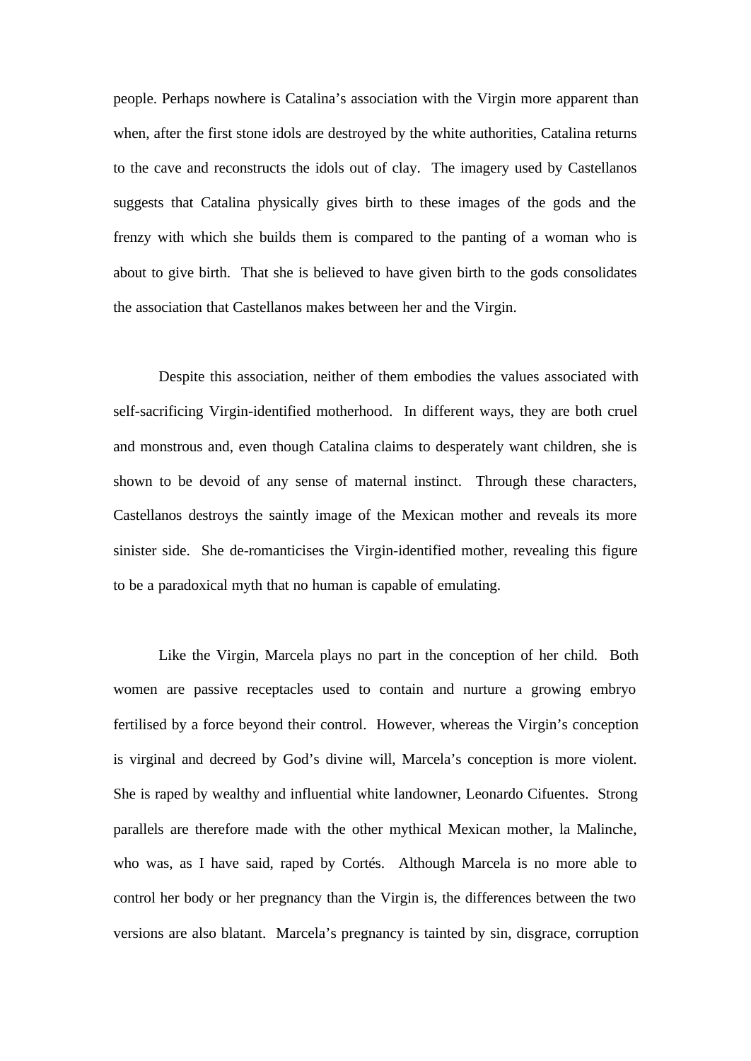people. Perhaps nowhere is Catalina's association with the Virgin more apparent than when, after the first stone idols are destroyed by the white authorities, Catalina returns to the cave and reconstructs the idols out of clay. The imagery used by Castellanos suggests that Catalina physically gives birth to these images of the gods and the frenzy with which she builds them is compared to the panting of a woman who is about to give birth. That she is believed to have given birth to the gods consolidates the association that Castellanos makes between her and the Virgin.

Despite this association, neither of them embodies the values associated with self-sacrificing Virgin-identified motherhood. In different ways, they are both cruel and monstrous and, even though Catalina claims to desperately want children, she is shown to be devoid of any sense of maternal instinct. Through these characters, Castellanos destroys the saintly image of the Mexican mother and reveals its more sinister side. She de-romanticises the Virgin-identified mother, revealing this figure to be a paradoxical myth that no human is capable of emulating.

Like the Virgin, Marcela plays no part in the conception of her child. Both women are passive receptacles used to contain and nurture a growing embryo fertilised by a force beyond their control. However, whereas the Virgin's conception is virginal and decreed by God's divine will, Marcela's conception is more violent. She is raped by wealthy and influential white landowner, Leonardo Cifuentes. Strong parallels are therefore made with the other mythical Mexican mother, la Malinche, who was, as I have said, raped by Cortés. Although Marcela is no more able to control her body or her pregnancy than the Virgin is, the differences between the two versions are also blatant. Marcela's pregnancy is tainted by sin, disgrace, corruption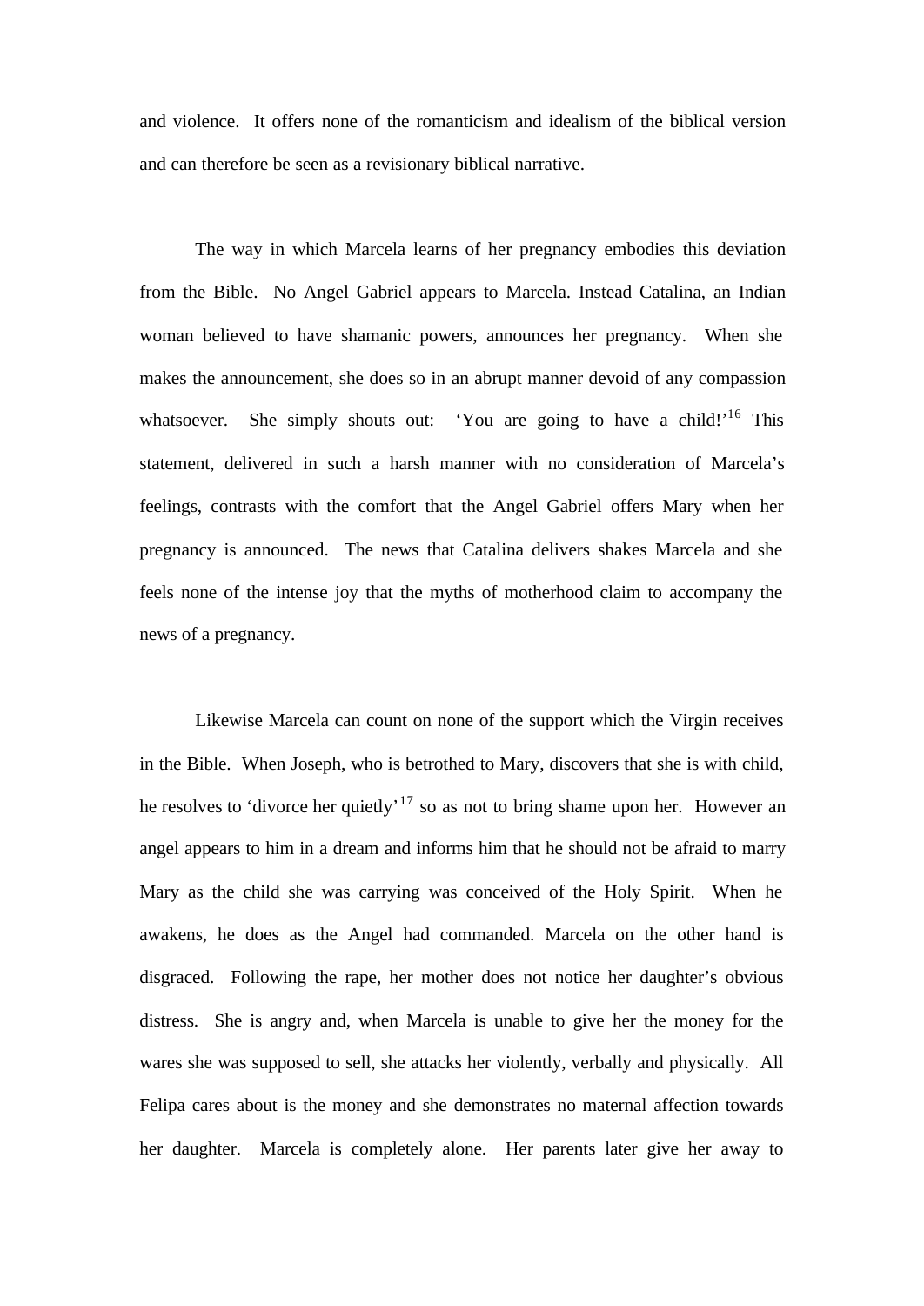and violence. It offers none of the romanticism and idealism of the biblical version and can therefore be seen as a revisionary biblical narrative.

The way in which Marcela learns of her pregnancy embodies this deviation from the Bible. No Angel Gabriel appears to Marcela. Instead Catalina, an Indian woman believed to have shamanic powers, announces her pregnancy. When she makes the announcement, she does so in an abrupt manner devoid of any compassion whatsoever. She simply shouts out: 'You are going to have a child!'[16] This statement, delivered in such a harsh manner with no consideration of Marcela's feelings, contrasts with the comfort that the Angel Gabriel offers Mary when her pregnancy is announced. The news that Catalina delivers shakes Marcela and she feels none of the intense joy that the myths of motherhood claim to accompany the news of a pregnancy.

Likewise Marcela can count on none of the support which the Virgin receives in the Bible. When Joseph, who is betrothed to Mary, discovers that she is with child, he resolves to 'divorce her quietly'[17] so as not to bring shame upon her. However an angel appears to him in a dream and informs him that he should not be afraid to marry Mary as the child she was carrying was conceived of the Holy Spirit. When he awakens, he does as the Angel had commanded. Marcela on the other hand is disgraced. Following the rape, her mother does not notice her daughter's obvious distress. She is angry and, when Marcela is unable to give her the money for the wares she was supposed to sell, she attacks her violently, verbally and physically. All Felipa cares about is the money and she demonstrates no maternal affection towards her daughter. Marcela is completely alone. Her parents later give her away to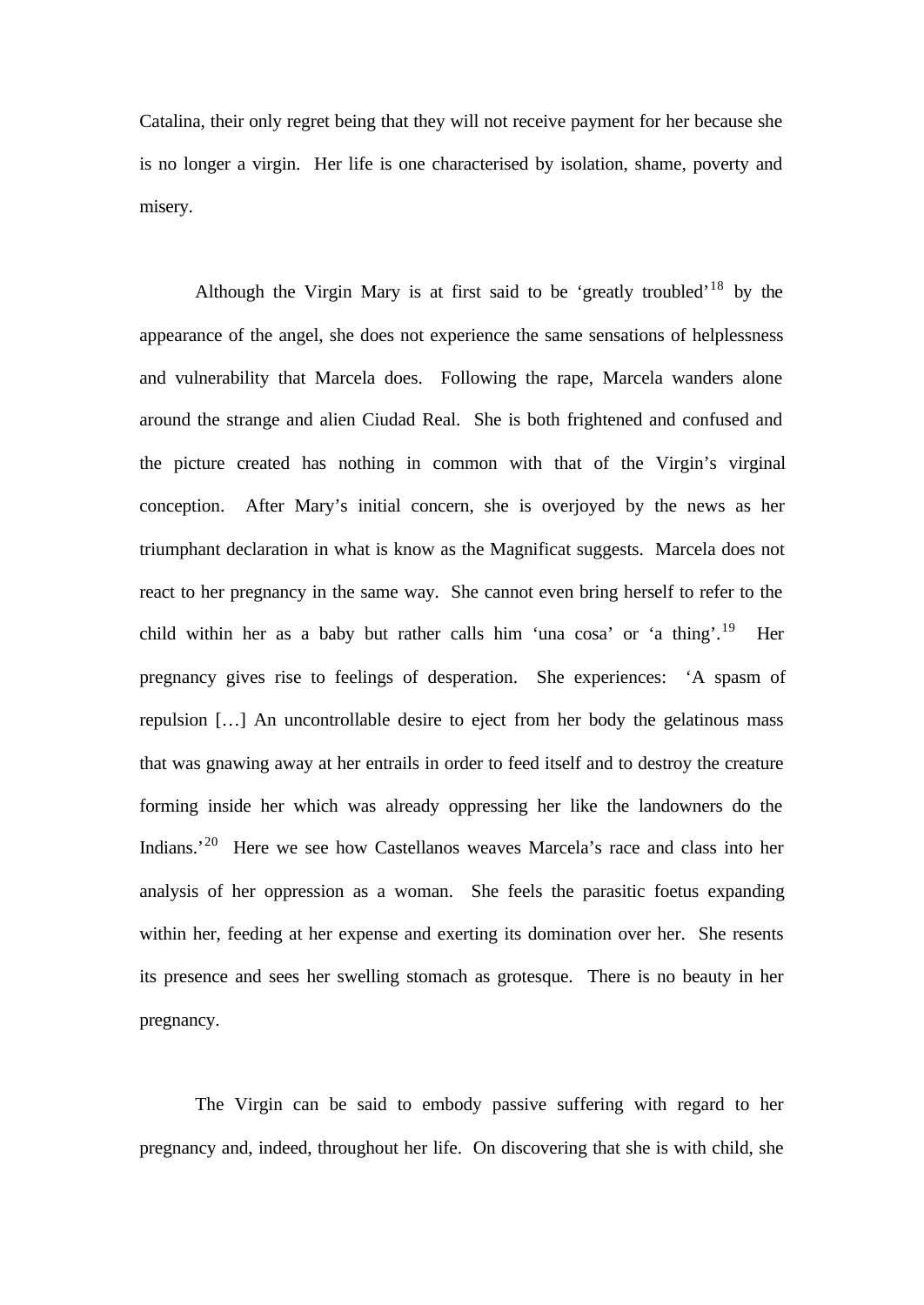Catalina, their only regret being that they will not receive payment for her because she is no longer a virgin. Her life is one characterised by isolation, shame, poverty and misery.

Although the Virgin Mary is at first said to be 'greatly troubled'[18] by the appearance of the angel, she does not experience the same sensations of helplessness and vulnerability that Marcela does. Following the rape, Marcela wanders alone around the strange and alien Ciudad Real. She is both frightened and confused and the picture created has nothing in common with that of the Virgin's virginal conception. After Mary's initial concern, she is overjoyed by the news as her triumphant declaration in what is know as the Magnificat suggests. Marcela does not react to her pregnancy in the same way. She cannot even bring herself to refer to the child within her as a baby but rather calls him 'una cosa' or 'a thing'.[19] Her pregnancy gives rise to feelings of desperation. She experiences: 'A spasm of repulsion […] An uncontrollable desire to eject from her body the gelatinous mass that was gnawing away at her entrails in order to feed itself and to destroy the creature forming inside her which was already oppressing her like the landowners do the Indians.'[20] Here we see how Castellanos weaves Marcela's race and class into her analysis of her oppression as a woman. She feels the parasitic foetus expanding within her, feeding at her expense and exerting its domination over her. She resents its presence and sees her swelling stomach as grotesque. There is no beauty in her pregnancy.

The Virgin can be said to embody passive suffering with regard to her pregnancy and, indeed, throughout her life. On discovering that she is with child, she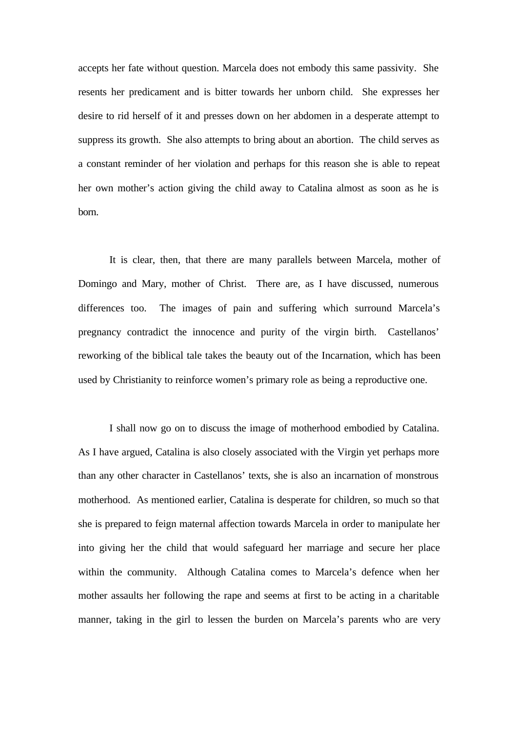accepts her fate without question. Marcela does not embody this same passivity. She resents her predicament and is bitter towards her unborn child. She expresses her desire to rid herself of it and presses down on her abdomen in a desperate attempt to suppress its growth. She also attempts to bring about an abortion. The child serves as a constant reminder of her violation and perhaps for this reason she is able to repeat her own mother's action giving the child away to Catalina almost as soon as he is born.

It is clear, then, that there are many parallels between Marcela, mother of Domingo and Mary, mother of Christ. There are, as I have discussed, numerous differences too. The images of pain and suffering which surround Marcela's pregnancy contradict the innocence and purity of the virgin birth. Castellanos' reworking of the biblical tale takes the beauty out of the Incarnation, which has been used by Christianity to reinforce women's primary role as being a reproductive one.

I shall now go on to discuss the image of motherhood embodied by Catalina. As I have argued, Catalina is also closely associated with the Virgin yet perhaps more than any other character in Castellanos' texts, she is also an incarnation of monstrous motherhood. As mentioned earlier, Catalina is desperate for children, so much so that she is prepared to feign maternal affection towards Marcela in order to manipulate her into giving her the child that would safeguard her marriage and secure her place within the community. Although Catalina comes to Marcela's defence when her mother assaults her following the rape and seems at first to be acting in a charitable manner, taking in the girl to lessen the burden on Marcela's parents who are very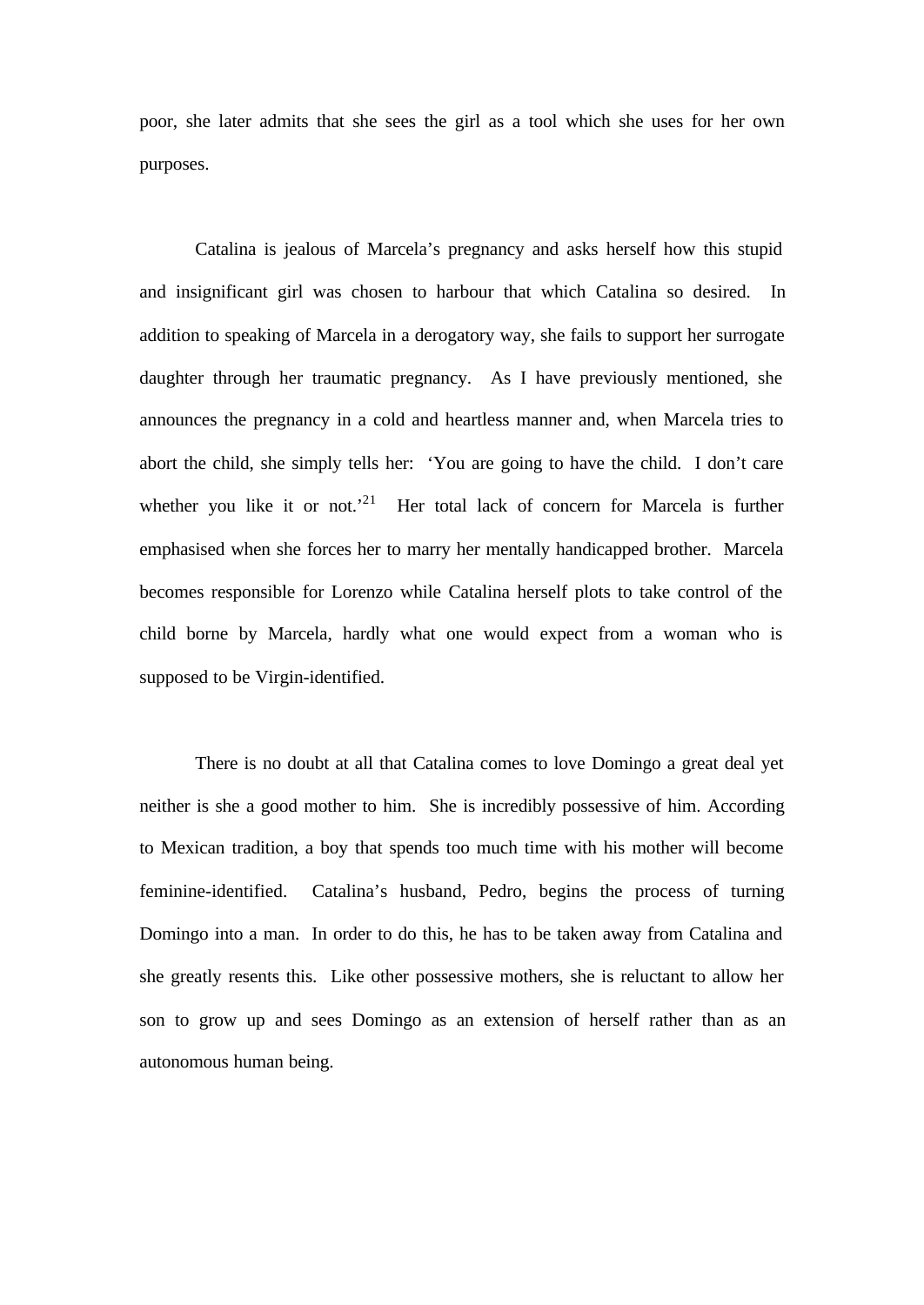poor, she later admits that she sees the girl as a tool which she uses for her own purposes.

Catalina is jealous of Marcela's pregnancy and asks herself how this stupid and insignificant girl was chosen to harbour that which Catalina so desired. In addition to speaking of Marcela in a derogatory way, she fails to support her surrogate daughter through her traumatic pregnancy. As I have previously mentioned, she announces the pregnancy in a cold and heartless manner and, when Marcela tries to abort the child, she simply tells her: 'You are going to have the child. I don't care whether you like it or not.'[21] Her total lack of concern for Marcela is further emphasised when she forces her to marry her mentally handicapped brother. Marcela becomes responsible for Lorenzo while Catalina herself plots to take control of the child borne by Marcela, hardly what one would expect from a woman who is supposed to be Virgin-identified.

There is no doubt at all that Catalina comes to love Domingo a great deal yet neither is she a good mother to him. She is incredibly possessive of him. According to Mexican tradition, a boy that spends too much time with his mother will become feminine-identified. Catalina's husband, Pedro, begins the process of turning Domingo into a man. In order to do this, he has to be taken away from Catalina and she greatly resents this. Like other possessive mothers, she is reluctant to allow her son to grow up and sees Domingo as an extension of herself rather than as an autonomous human being.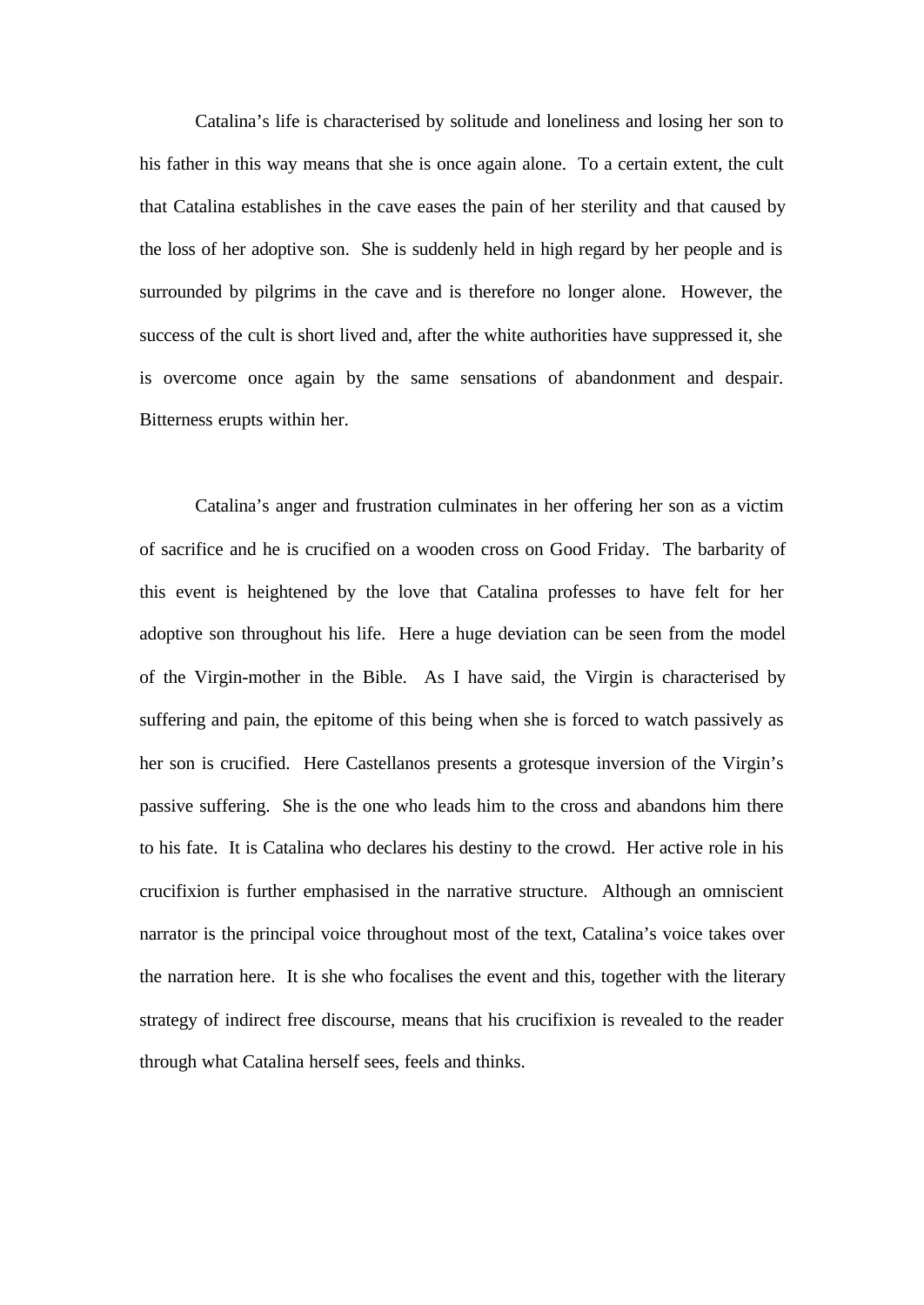Catalina's life is characterised by solitude and loneliness and losing her son to his father in this way means that she is once again alone. To a certain extent, the cult that Catalina establishes in the cave eases the pain of her sterility and that caused by the loss of her adoptive son. She is suddenly held in high regard by her people and is surrounded by pilgrims in the cave and is therefore no longer alone. However, the success of the cult is short lived and, after the white authorities have suppressed it, she is overcome once again by the same sensations of abandonment and despair. Bitterness erupts within her.

Catalina's anger and frustration culminates in her offering her son as a victim of sacrifice and he is crucified on a wooden cross on Good Friday. The barbarity of this event is heightened by the love that Catalina professes to have felt for her adoptive son throughout his life. Here a huge deviation can be seen from the model of the Virgin-mother in the Bible. As I have said, the Virgin is characterised by suffering and pain, the epitome of this being when she is forced to watch passively as her son is crucified. Here Castellanos presents a grotesque inversion of the Virgin's passive suffering. She is the one who leads him to the cross and abandons him there to his fate. It is Catalina who declares his destiny to the crowd. Her active role in his crucifixion is further emphasised in the narrative structure. Although an omniscient narrator is the principal voice throughout most of the text, Catalina's voice takes over the narration here. It is she who focalises the event and this, together with the literary strategy of indirect free discourse, means that his crucifixion is revealed to the reader through what Catalina herself sees, feels and thinks.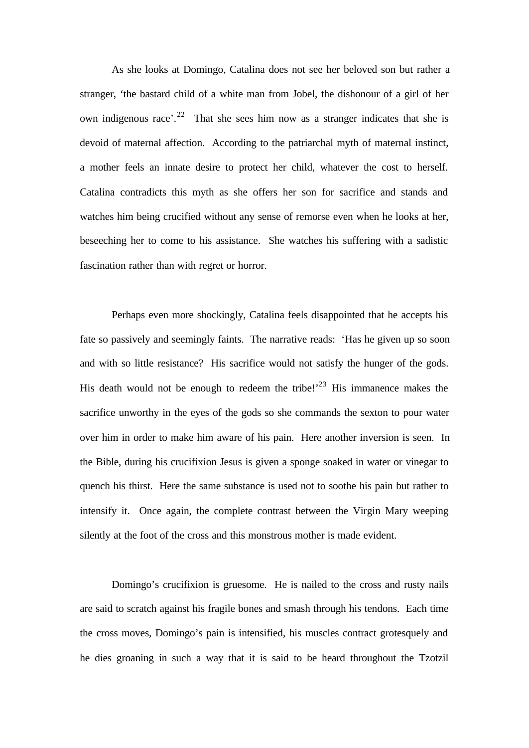As she looks at Domingo, Catalina does not see her beloved son but rather a stranger, 'the bastard child of a white man from Jobel, the dishonour of a girl of her own indigenous race'.[22] That she sees him now as a stranger indicates that she is devoid of maternal affection. According to the patriarchal myth of maternal instinct, a mother feels an innate desire to protect her child, whatever the cost to herself. Catalina contradicts this myth as she offers her son for sacrifice and stands and watches him being crucified without any sense of remorse even when he looks at her, beseeching her to come to his assistance. She watches his suffering with a sadistic fascination rather than with regret or horror.

Perhaps even more shockingly, Catalina feels disappointed that he accepts his fate so passively and seemingly faints. The narrative reads: 'Has he given up so soon and with so little resistance? His sacrifice would not satisfy the hunger of the gods. His death would not be enough to redeem the tribe!'[23] His immanence makes the sacrifice unworthy in the eyes of the gods so she commands the sexton to pour water over him in order to make him aware of his pain. Here another inversion is seen. In the Bible, during his crucifixion Jesus is given a sponge soaked in water or vinegar to quench his thirst. Here the same substance is used not to soothe his pain but rather to intensify it. Once again, the complete contrast between the Virgin Mary weeping silently at the foot of the cross and this monstrous mother is made evident.

Domingo's crucifixion is gruesome. He is nailed to the cross and rusty nails are said to scratch against his fragile bones and smash through his tendons. Each time the cross moves, Domingo's pain is intensified, his muscles contract grotesquely and he dies groaning in such a way that it is said to be heard throughout the Tzotzil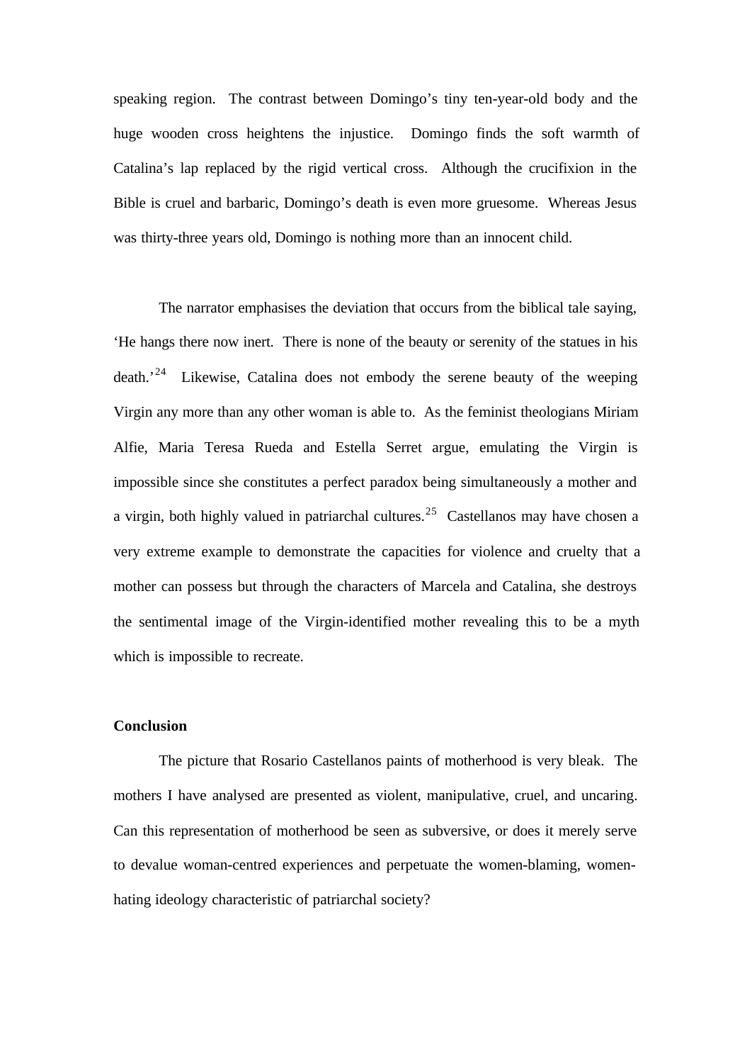speaking region. The contrast between Domingo's tiny ten-year-old body and the huge wooden cross heightens the injustice. Domingo finds the soft warmth of Catalina's lap replaced by the rigid vertical cross. Although the crucifixion in the Bible is cruel and barbaric, Domingo's death is even more gruesome. Whereas Jesus was thirty-three years old, Domingo is nothing more than an innocent child.

The narrator emphasises the deviation that occurs from the biblical tale saying, 'He hangs there now inert. There is none of the beauty or serenity of the statues in his death.'[24] Likewise, Catalina does not embody the serene beauty of the weeping Virgin any more than any other woman is able to. As the feminist theologians Miriam Alfie, Maria Teresa Rueda and Estella Serret argue, emulating the Virgin is impossible since she constitutes a perfect paradox being simultaneously a mother and a virgin, both highly valued in patriarchal cultures.[25] Castellanos may have chosen a very extreme example to demonstrate the capacities for violence and cruelty that a mother can possess but through the characters of Marcela and Catalina, she destroys the sentimental image of the Virgin-identified mother revealing this to be a myth which is impossible to recreate.

**Conclusion**

The picture that Rosario Castellanos paints of motherhood is very bleak. The mothers I have analysed are presented as violent, manipulative, cruel, and uncaring. Can this representation of motherhood be seen as subversive, or does it merely serve to devalue woman-centred experiences and perpetuate the women-blaming, women-hating ideology characteristic of patriarchal society?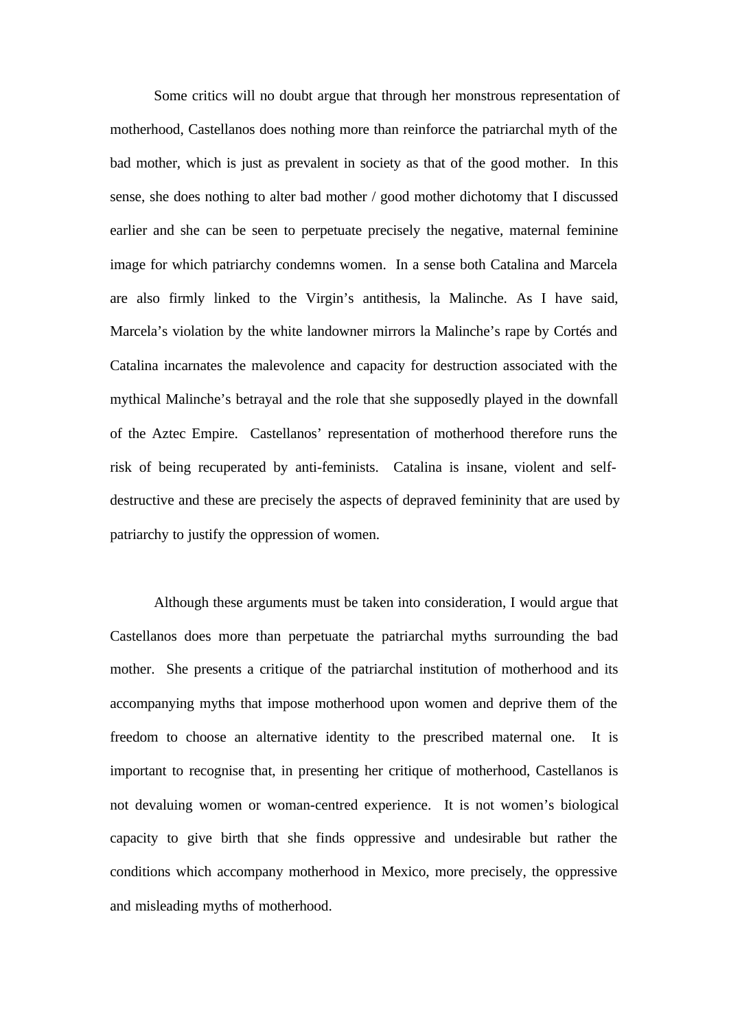Some critics will no doubt argue that through her monstrous representation of motherhood, Castellanos does nothing more than reinforce the patriarchal myth of the bad mother, which is just as prevalent in society as that of the good mother. In this sense, she does nothing to alter bad mother / good mother dichotomy that I discussed earlier and she can be seen to perpetuate precisely the negative, maternal feminine image for which patriarchy condemns women. In a sense both Catalina and Marcela are also firmly linked to the Virgin's antithesis, la Malinche. As I have said, Marcela's violation by the white landowner mirrors la Malinche's rape by Cortés and Catalina incarnates the malevolence and capacity for destruction associated with the mythical Malinche's betrayal and the role that she supposedly played in the downfall of the Aztec Empire. Castellanos' representation of motherhood therefore runs the risk of being recuperated by anti-feminists. Catalina is insane, violent and self-destructive and these are precisely the aspects of depraved femininity that are used by patriarchy to justify the oppression of women.

Although these arguments must be taken into consideration, I would argue that Castellanos does more than perpetuate the patriarchal myths surrounding the bad mother. She presents a critique of the patriarchal institution of motherhood and its accompanying myths that impose motherhood upon women and deprive them of the freedom to choose an alternative identity to the prescribed maternal one. It is important to recognise that, in presenting her critique of motherhood, Castellanos is not devaluing women or woman-centred experience. It is not women's biological capacity to give birth that she finds oppressive and undesirable but rather the conditions which accompany motherhood in Mexico, more precisely, the oppressive and misleading myths of motherhood.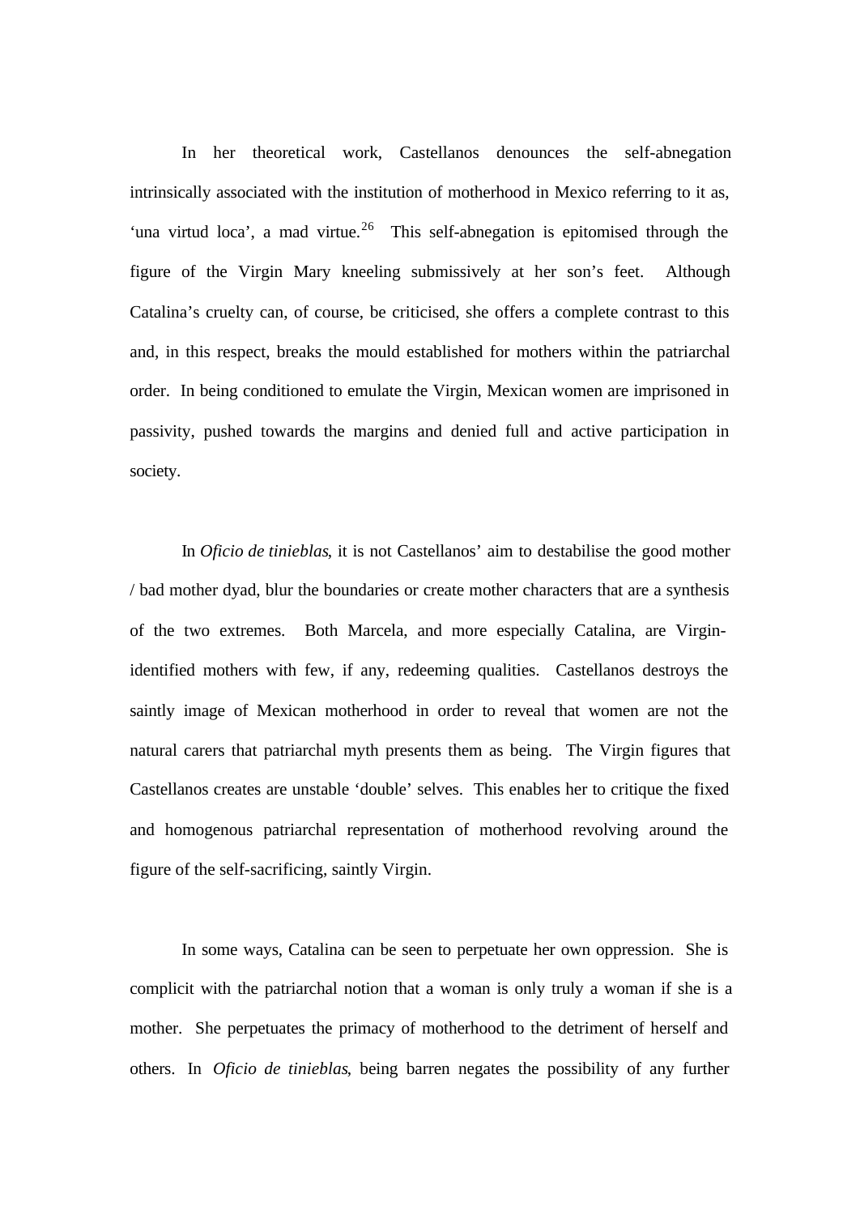In her theoretical work, Castellanos denounces the self-abnegation intrinsically associated with the institution of motherhood in Mexico referring to it as, 'una virtud loca', a mad virtue.[26] This self-abnegation is epitomised through the figure of the Virgin Mary kneeling submissively at her son's feet. Although Catalina's cruelty can, of course, be criticised, she offers a complete contrast to this and, in this respect, breaks the mould established for mothers within the patriarchal order. In being conditioned to emulate the Virgin, Mexican women are imprisoned in passivity, pushed towards the margins and denied full and active participation in society.

In *Oficio de tinieblas*, it is not Castellanos' aim to destabilise the good mother / bad mother dyad, blur the boundaries or create mother characters that are a synthesis of the two extremes. Both Marcela, and more especially Catalina, are Virgin-identified mothers with few, if any, redeeming qualities. Castellanos destroys the saintly image of Mexican motherhood in order to reveal that women are not the natural carers that patriarchal myth presents them as being. The Virgin figures that Castellanos creates are unstable 'double' selves. This enables her to critique the fixed and homogenous patriarchal representation of motherhood revolving around the figure of the self-sacrificing, saintly Virgin.

In some ways, Catalina can be seen to perpetuate her own oppression. She is complicit with the patriarchal notion that a woman is only truly a woman if she is a mother. She perpetuates the primacy of motherhood to the detriment of herself and others. In *Oficio de tinieblas*, being barren negates the possibility of any further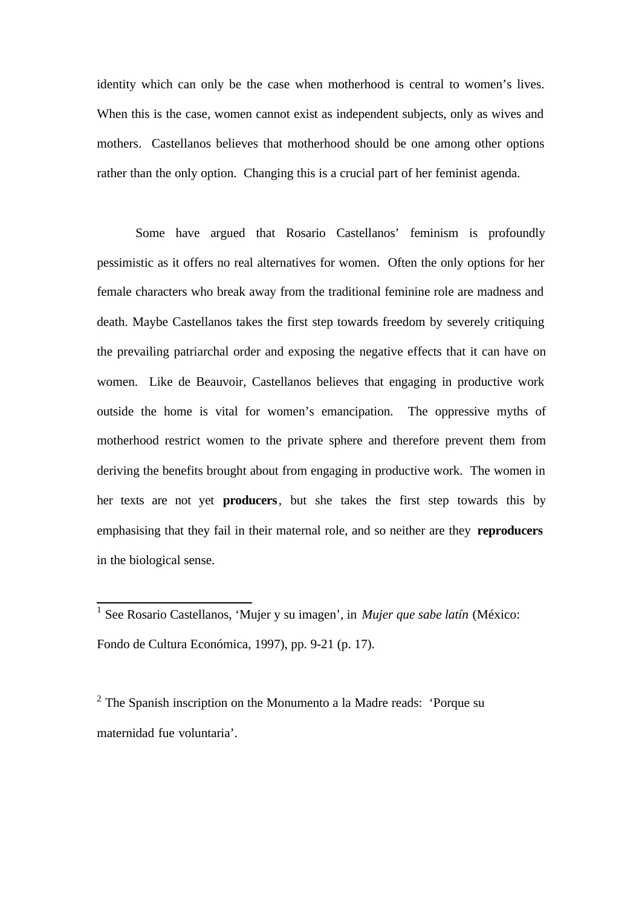identity which can only be the case when motherhood is central to women's lives. When this is the case, women cannot exist as independent subjects, only as wives and mothers. Castellanos believes that motherhood should be one among other options rather than the only option. Changing this is a crucial part of her feminist agenda.

Some have argued that Rosario Castellanos' feminism is profoundly pessimistic as it offers no real alternatives for women. Often the only options for her female characters who break away from the traditional feminine role are madness and death. Maybe Castellanos takes the first step towards freedom by severely critiquing the prevailing patriarchal order and exposing the negative effects that it can have on women. Like de Beauvoir, Castellanos believes that engaging in productive work outside the home is vital for women's emancipation. The oppressive myths of motherhood restrict women to the private sphere and therefore prevent them from deriving the benefits brought about from engaging in productive work. The women in her texts are not yet **producers**, but she takes the first step towards this by emphasising that they fail in their maternal role, and so neither are they **reproducers** in the biological sense.

---

[1] See Rosario Castellanos, 'Mujer y su imagen', in *Mujer que sabe latín* (México: Fondo de Cultura Económica, 1997), pp. 9-21 (p. 17).

[2] The Spanish inscription on the Monumento a la Madre reads: 'Porque su maternidad fue voluntaria'.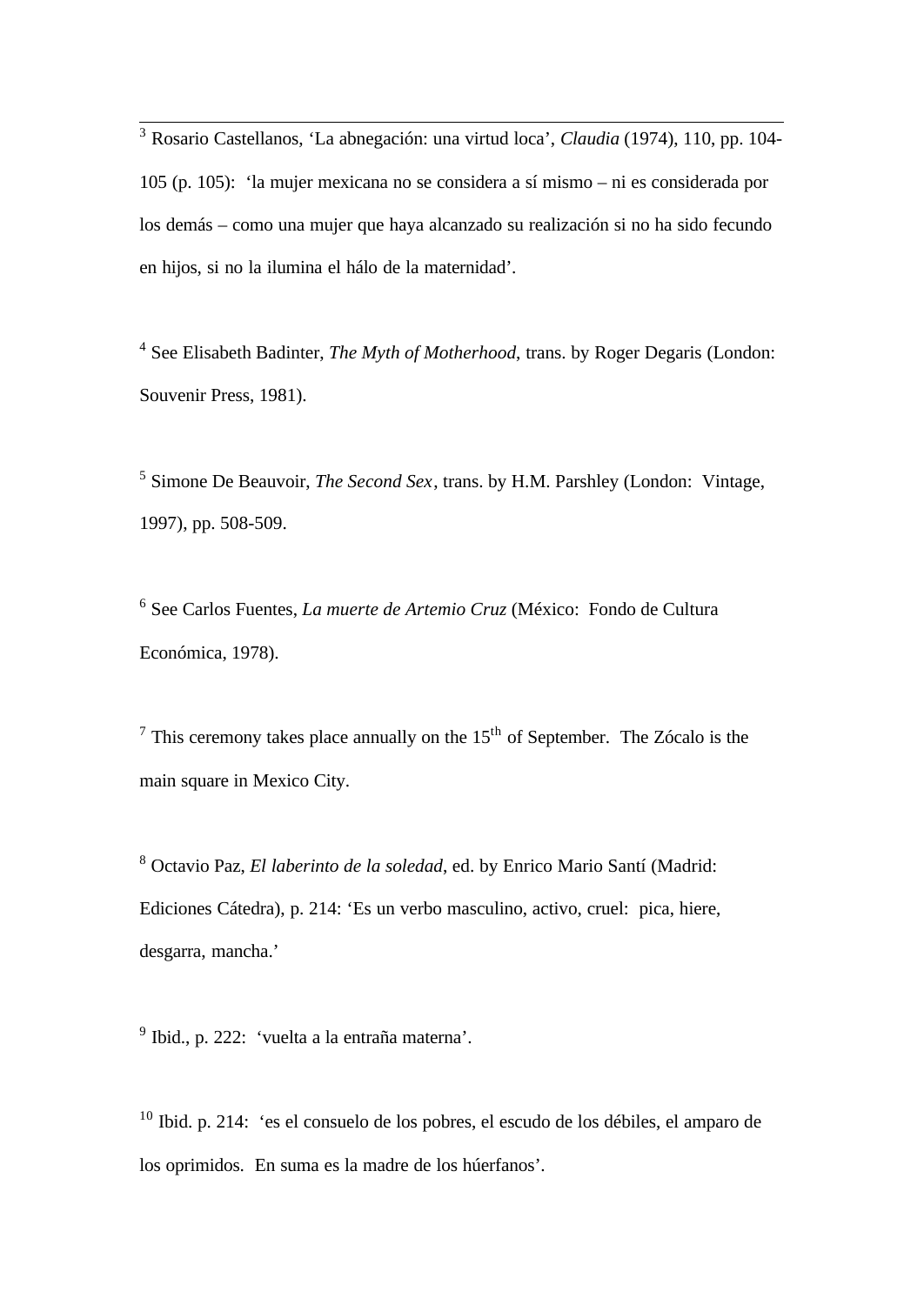[3] Rosario Castellanos, ‘La abnegación: una virtud loca’, *Claudia* (1974), 110, pp. 104-105 (p. 105): ‘la mujer mexicana no se considera a sí mismo – ni es considerada por los demás – como una mujer que haya alcanzado su realización si no ha sido fecundo en hijos, si no la ilumina el hálo de la maternidad’.

[4] See Elisabeth Badinter, *The Myth of Motherhood*, trans. by Roger Degaris (London: Souvenir Press, 1981).

[5] Simone De Beauvoir, *The Second Sex*, trans. by H.M. Parshley (London: Vintage, 1997), pp. 508-509.

[6] See Carlos Fuentes, *La muerte de Artemio Cruz* (México: Fondo de Cultura Económica, 1978).

[7] This ceremony takes place annually on the 15th of September. The Zócalo is the main square in Mexico City.

[8] Octavio Paz, *El laberinto de la soledad*, ed. by Enrico Mario Santí (Madrid: Ediciones Cátedra), p. 214: ‘Es un verbo masculino, activo, cruel: pica, hiere, desgarra, mancha.’

[9] Ibid., p. 222: ‘vuelta a la entraña materna’.

[10] Ibid. p. 214: ‘es el consuelo de los pobres, el escudo de los débiles, el amparo de los oprimidos. En suma es la madre de los húerfanos’.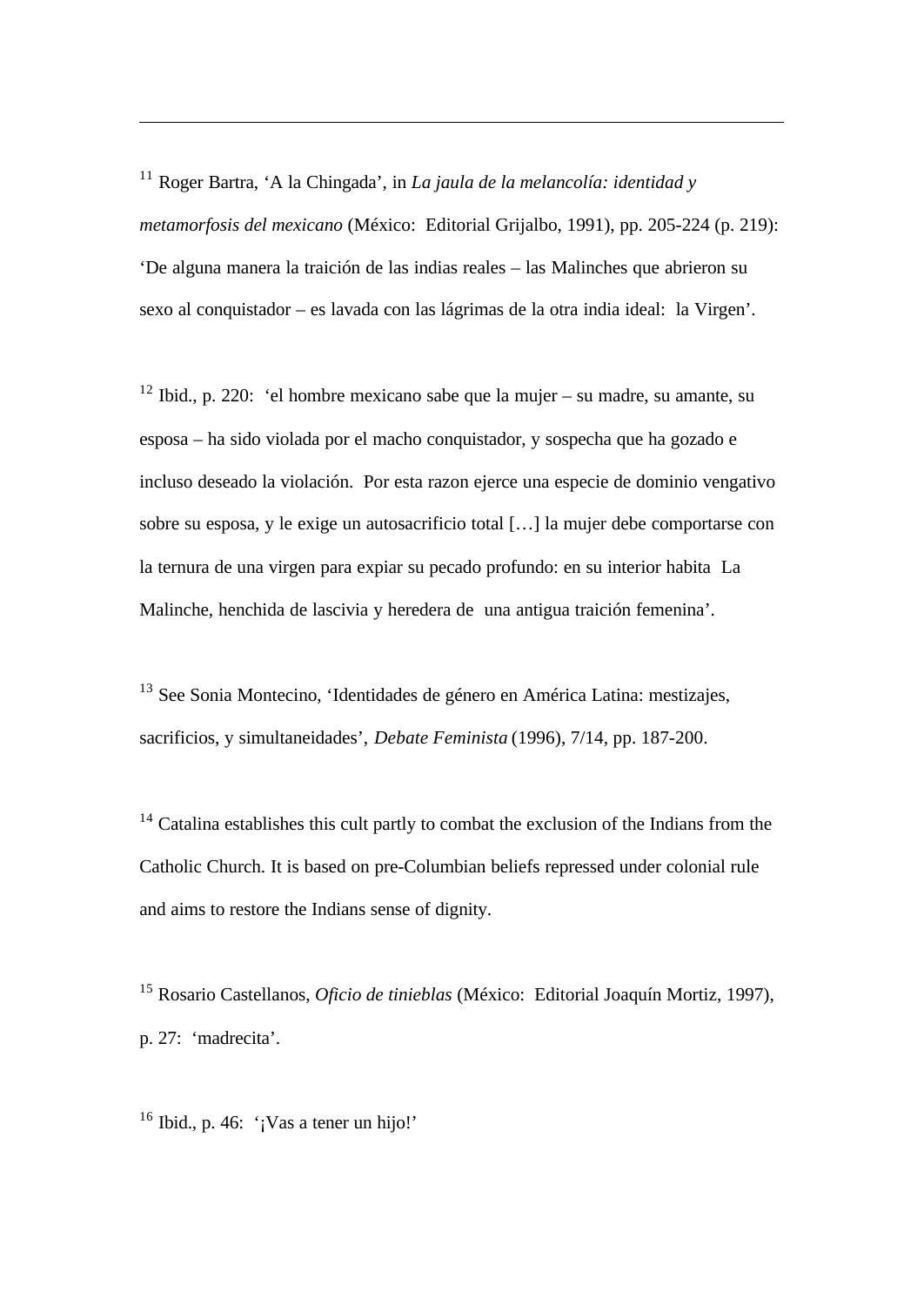[11] Roger Bartra, 'A la Chingada', in *La jaula de la melancolía: identidad y metamorfosis del mexicano* (México: Editorial Grijalbo, 1991), pp. 205-224 (p. 219): 'De alguna manera la traición de las indias reales – las Malinches que abrieron su sexo al conquistador – es lavada con las lágrimas de la otra india ideal: la Virgen'.

[12] Ibid., p. 220: 'el hombre mexicano sabe que la mujer – su madre, su amante, su esposa – ha sido violada por el macho conquistador, y sospecha que ha gozado e incluso deseado la violación. Por esta razon ejerce una especie de dominio vengativo sobre su esposa, y le exige un autosacrificio total […] la mujer debe comportarse con la ternura de una virgen para expiar su pecado profundo: en su interior habita La Malinche, henchida de lascivia y heredera de una antigua traición femenina'.

[13] See Sonia Montecino, 'Identidades de género en América Latina: mestizajes, sacrificios, y simultaneidades', *Debate Feminista* (1996), 7/14, pp. 187-200.

[14] Catalina establishes this cult partly to combat the exclusion of the Indians from the Catholic Church. It is based on pre-Columbian beliefs repressed under colonial rule and aims to restore the Indians sense of dignity.

[15] Rosario Castellanos, *Oficio de tinieblas* (México: Editorial Joaquín Mortiz, 1997), p. 27: 'madrecita'.

[16] Ibid., p. 46: '¡Vas a tener un hijo!'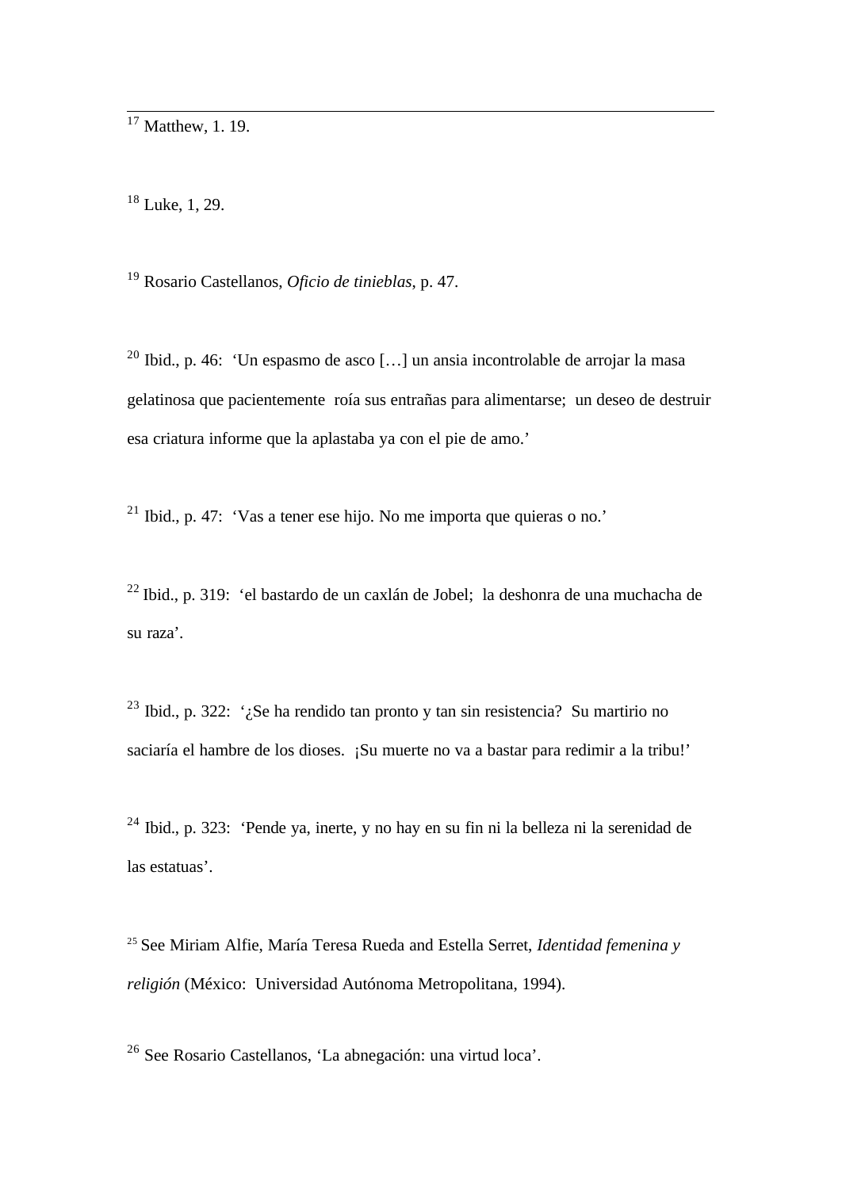[17] Matthew, 1. 19.

[18] Luke, 1, 29.

[19] Rosario Castellanos, *Oficio de tinieblas*, p. 47.

[20] Ibid., p. 46: 'Un espasmo de asco […] un ansia incontrolable de arrojar la masa gelatinosa que pacientemente roía sus entrañas para alimentarse; un deseo de destruir esa criatura informe que la aplastaba ya con el pie de amo.'

[21] Ibid., p. 47: 'Vas a tener ese hijo. No me importa que quieras o no.'

[22] Ibid., p. 319: 'el bastardo de un caxlán de Jobel; la deshonra de una muchacha de su raza'.

[23] Ibid., p. 322: '¿Se ha rendido tan pronto y tan sin resistencia? Su martirio no saciaría el hambre de los dioses. ¡Su muerte no va a bastar para redimir a la tribu!'

[24] Ibid., p. 323: 'Pende ya, inerte, y no hay en su fin ni la belleza ni la serenidad de las estatuas'.

[25] See Miriam Alfie, María Teresa Rueda and Estella Serret, *Identidad femenina y religión* (México: Universidad Autónoma Metropolitana, 1994).

[26] See Rosario Castellanos, 'La abnegación: una virtud loca'.